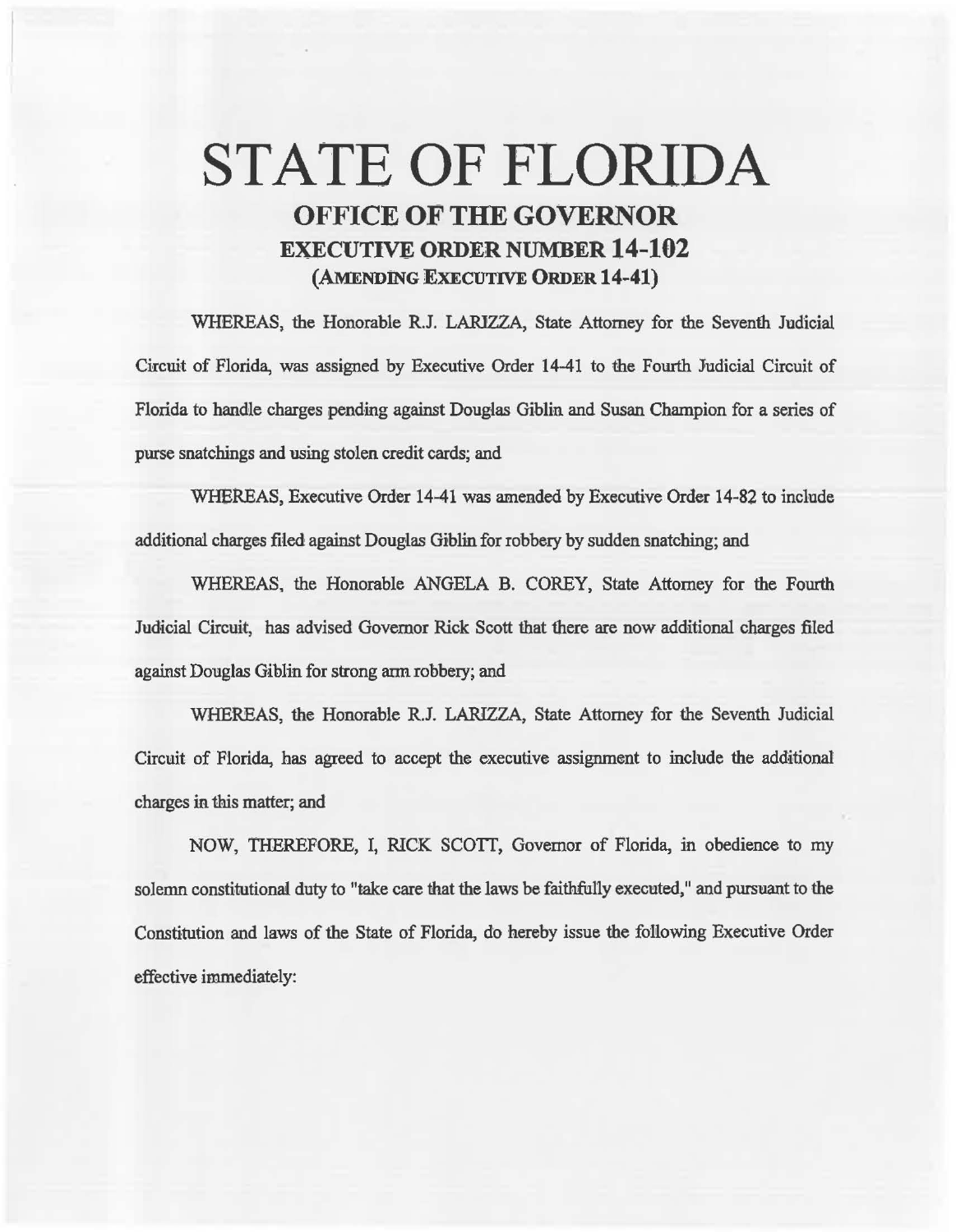# STATE OF FLORIDA

## OFFICE OF THE GOVERNOR

### EXECUTIVE ORDER NUMBER 14-102

### (AMENDING EXECUTIVE ORDER 14-41)

WHEREAS, the Honorable R.J. LARIZZA, State Attorney for the Seventh Judicial Circuit of Florida, was assigned by Executive Order 14-41 to the Fourth Judicial Circuit of Florida to handle charges pending against Douglas Giblin and Susan Champion for a series of purse snatchings and using stolen credit cards; and

WHEREAS, Executive Order 14-41 was amended by Executive Order 14-82 to include additional charges filed against Douglas Giblin for robbery by sudden snatching; and

WHEREAS, the Honorable ANGELA B. COREY, State Attorney for the Fourth Judicial Circuit, has advised Governor Rick Scott that there are now additional charges filed against Douglas Giblin for strong arm robbery; and

WHEREAS, the Honorable R.J. LARIZZA, State Attorney for the Seventh Judicial Circuit of Florida, has agreed to accept the executive assignment to include the additional charges in this matter; and

NOW, THEREFORE, I, RICK SCOTT, Governor of Florida, in obedience to my solemn constitutional duty to "take care that the laws be faithfully executed," and pursuant to the Constitution and laws of the State of Florida, do hereby issue the following Executive Order effective immediately: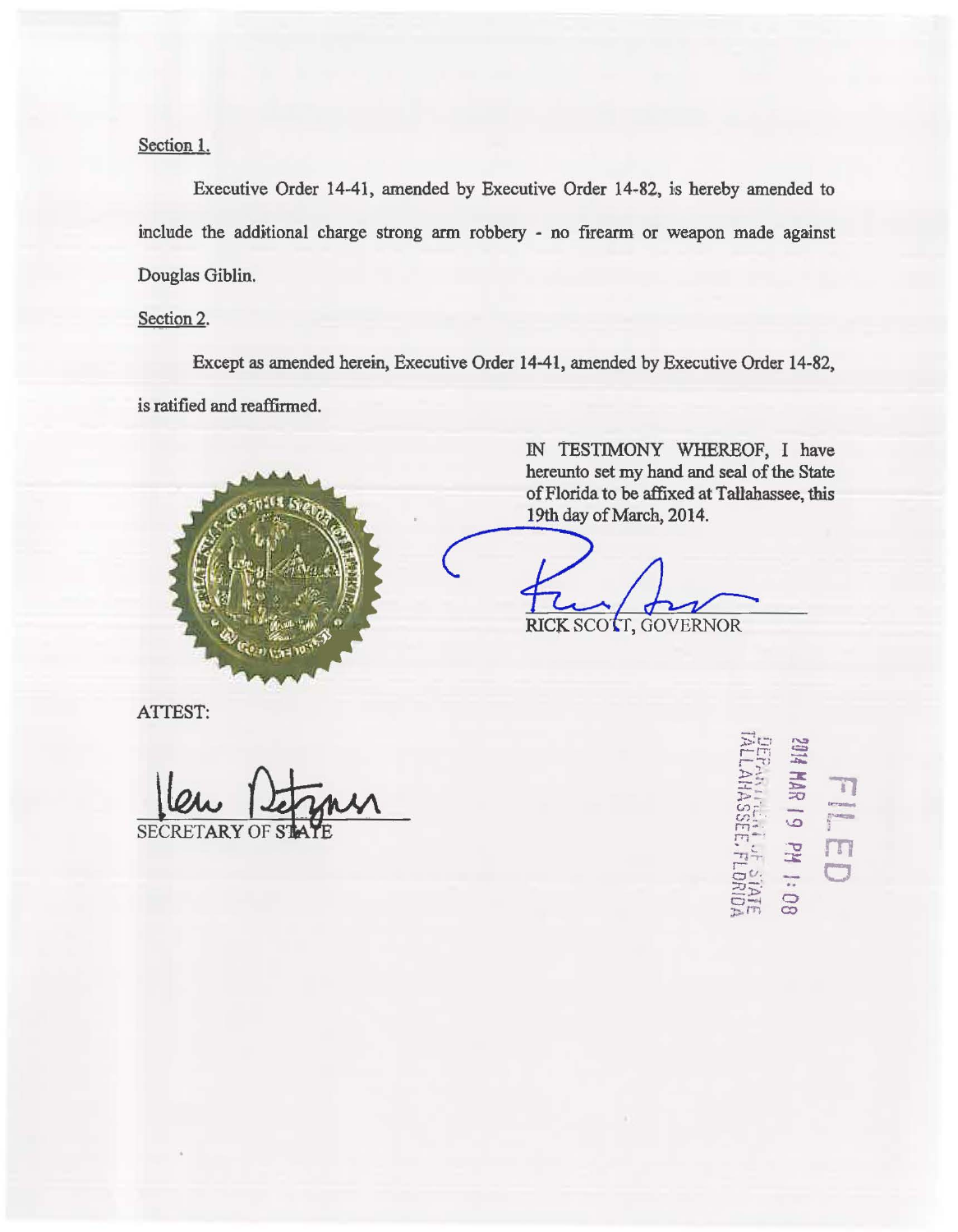Section 1.

Executive Order 14-41, amended by Executive Order 14-82, is hereby amended to include the additional charge strong arm robbery - no firearm or weapon made against Douglas Giblin.

Section 2.

Except as amended herein, Executive Order 14-41, amended by Executive Order 14-82, is ratified and reaffirmed.

IN TESTIMONY WHEREOF, I have hereunto set my hand and seal of the State of Florida to be affixed at Tallahassee, this 19th day of March, 2014.

RICK SCOTT, GOVERNOR

ATTEST:

SECRETARY OF STATE

FILED

2014 MAR 19 PM 1:08

DEPARTMENT OF STATE
TALLAHASSEE, FLORIDA